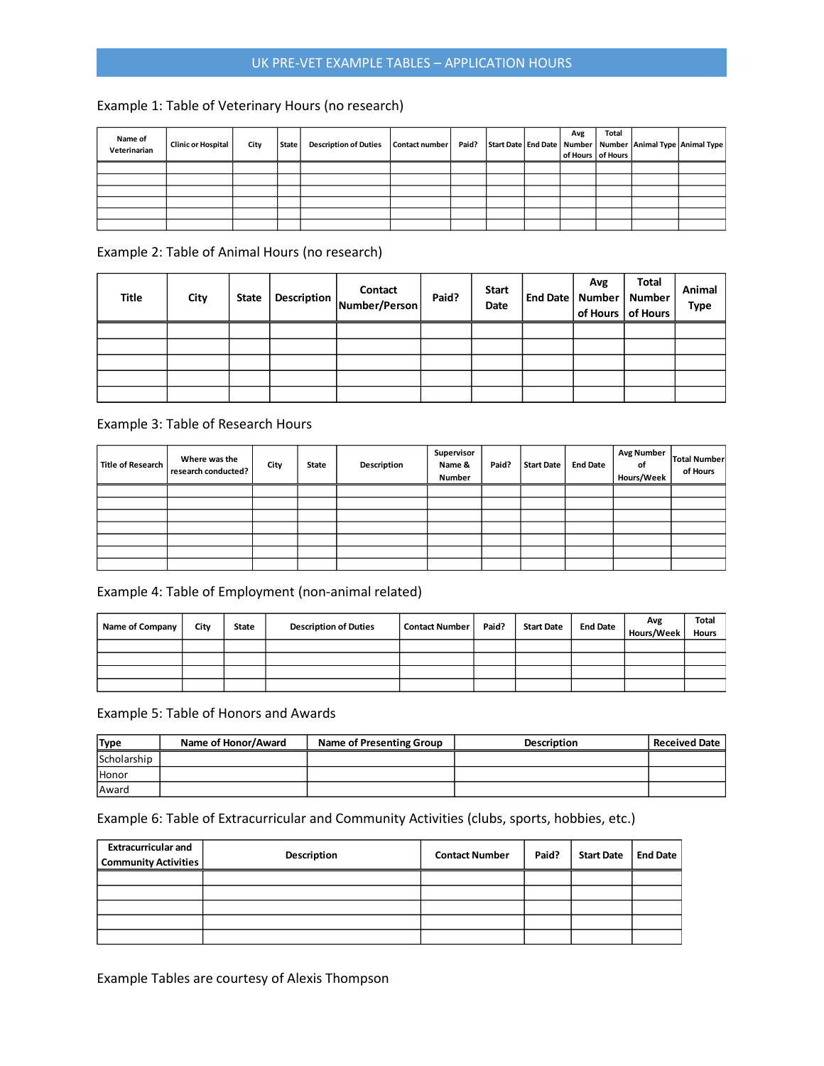# UK PRE-VET EXAMPLE TABLES – APPLICATION HOURS

Example 1: Table of Veterinary Hours (no research)

| Name of Veterinarian | Clinic or Hospital | City | State | Description of Duties | Contact number | Paid? | Start Date | End Date | Avg Number of Hours | Total Number of Hours | Animal Type | Animal Type |
|---|---|---|---|---|---|---|---|---|---|---|---|---|
| | | | | | | | | | | | | |
| | | | | | | | | | | | | |
| | | | | | | | | | | | | |
| | | | | | | | | | | | | |
| | | | | | | | | | | | | |
| | | | | | | | | | | | | |

Example 2: Table of Animal Hours (no research)

| Title | City | State | Description | Contact Number/Person | Paid? | Start Date | End Date | Avg Number of Hours | Total Number of Hours | Animal Type |
|---|---|---|---|---|---|---|---|---|---|---|
| | | | | | | | | | | |
| | | | | | | | | | | |
| | | | | | | | | | | |
| | | | | | | | | | | |
| | | | | | | | | | | |

Example 3: Table of Research Hours

| Title of Research | Where was the research conducted? | City | State | Description | Supervisor Name & Number | Paid? | Start Date | End Date | Avg Number of Hours/Week | Total Number of Hours |
|---|---|---|---|---|---|---|---|---|---|---|
| | | | | | | | | | | |
| | | | | | | | | | | |
| | | | | | | | | | | |
| | | | | | | | | | | |
| | | | | | | | | | | |
| | | | | | | | | | | |
| | | | | | | | | | | |

Example 4: Table of Employment (non-animal related)

| Name of Company | City | State | Description of Duties | Contact Number | Paid? | Start Date | End Date | Avg Hours/Week | Total Hours |
|---|---|---|---|---|---|---|---|---|---|
| | | | | | | | | | |
| | | | | | | | | | |
| | | | | | | | | | |
| | | | | | | | | | |

Example 5: Table of Honors and Awards

| Type | Name of Honor/Award | Name of Presenting Group | Description | Received Date |
|---|---|---|---|---|
| Scholarship | | | | |
| Honor | | | | |
| Award | | | | |

Example 6: Table of Extracurricular and Community Activities (clubs, sports, hobbies, etc.)

| Extracurricular and Community Activities | Description | Contact Number | Paid? | Start Date | End Date |
|---|---|---|---|---|---|
| | | | | | |
| | | | | | |
| | | | | | |
| | | | | | |
| | | | | | |

Example Tables are courtesy of Alexis Thompson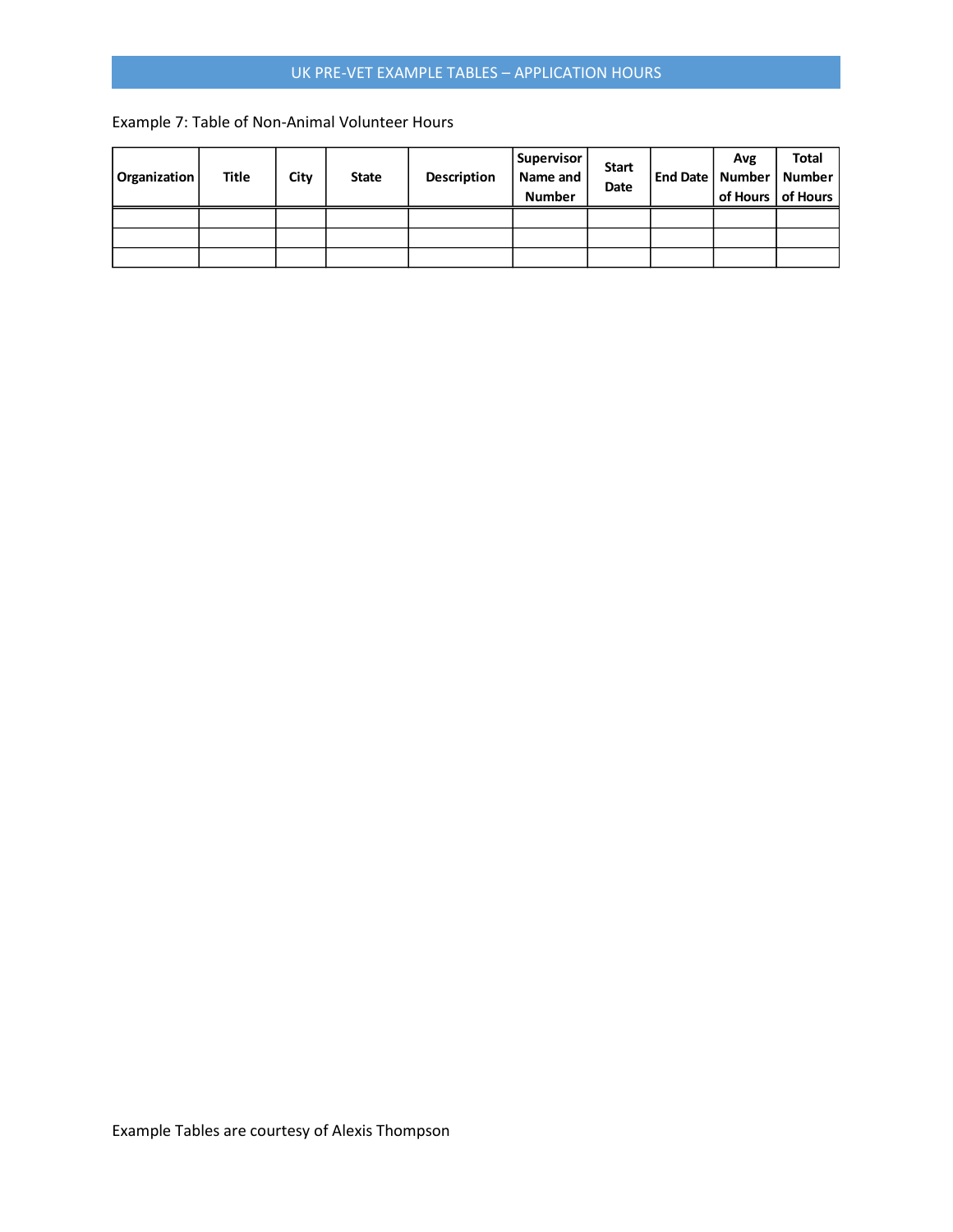Example 7: Table of Non-Animal Volunteer Hours

| Organization | Title | City | State | Description | Supervisor Name and Number | Start Date | End Date | Avg Number of Hours | Total Number of Hours |
|---|---|---|---|---|---|---|---|---|---|
| | | | | | | | | | |
| | | | | | | | | | |
| | | | | | | | | | |